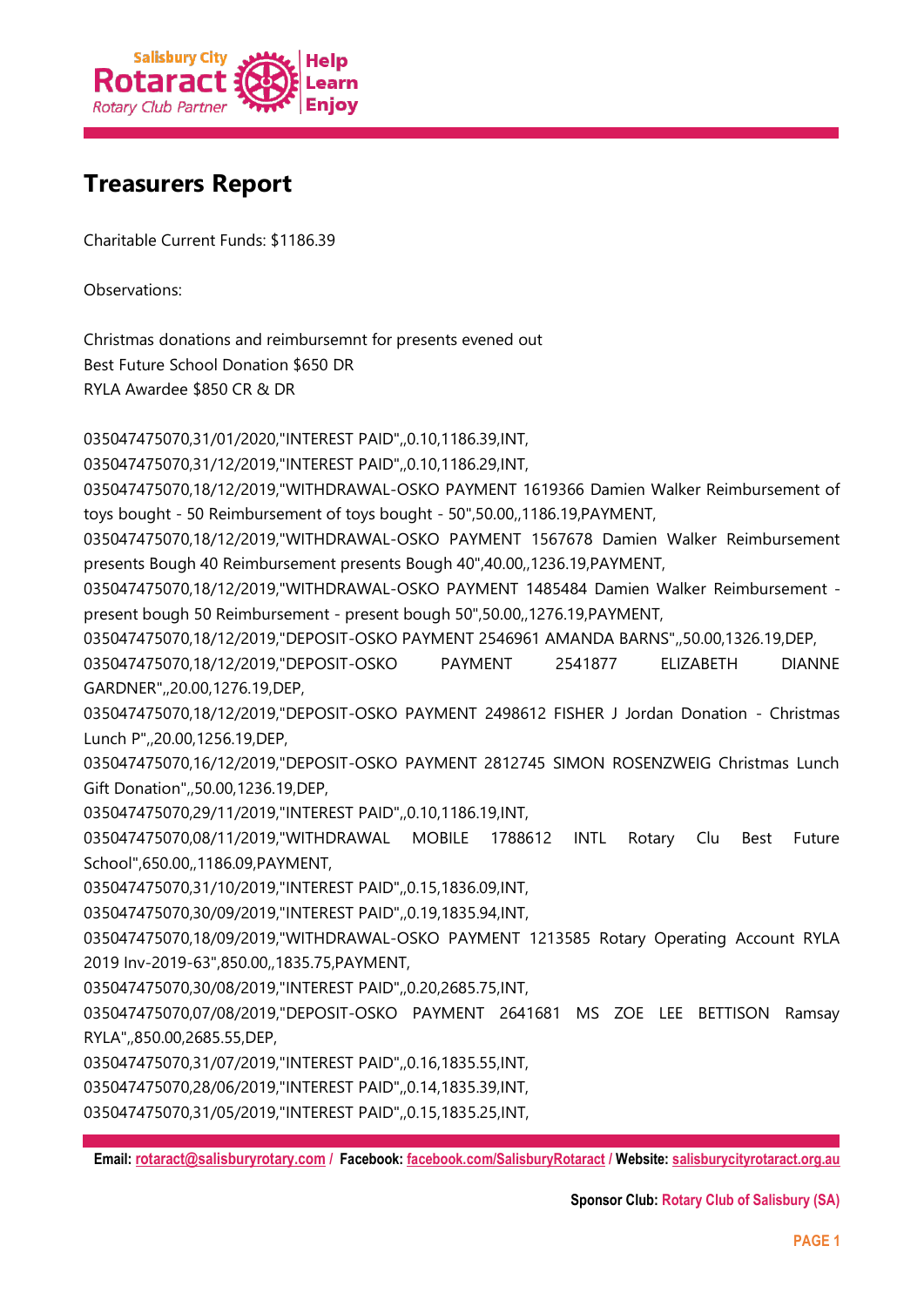# Treasurers Report

Charitable Current Funds: $1186.39

Observations:

Christmas donations and reimbursemnt for presents evened out
Best Future School Donation $650 DR
RYLA Awardee $850 CR & DR

035047475070,31/01/2020,"INTEREST PAID",,0.10,1186.39,INT,
035047475070,31/12/2019,"INTEREST PAID",,0.10,1186.29,INT,
035047475070,18/12/2019,"WITHDRAWAL-OSKO PAYMENT 1619366 Damien Walker Reimbursement of toys bought - 50 Reimbursement of toys bought - 50",50.00,,1186.19,PAYMENT,
035047475070,18/12/2019,"WITHDRAWAL-OSKO PAYMENT 1567678 Damien Walker Reimbursement presents Bough 40 Reimbursement presents Bough 40",40.00,,1236.19,PAYMENT,
035047475070,18/12/2019,"WITHDRAWAL-OSKO PAYMENT 1485484 Damien Walker Reimbursement - present bough 50 Reimbursement - present bough 50",50.00,,1276.19,PAYMENT,
035047475070,18/12/2019,"DEPOSIT-OSKO PAYMENT 2546961 AMANDA BARNS",,50.00,1326.19,DEP,
035047475070,18/12/2019,"DEPOSIT-OSKO PAYMENT 2541877 ELIZABETH DIANNE GARDNER",,20.00,1276.19,DEP,
035047475070,18/12/2019,"DEPOSIT-OSKO PAYMENT 2498612 FISHER J Jordan Donation - Christmas Lunch P",,20.00,1256.19,DEP,
035047475070,16/12/2019,"DEPOSIT-OSKO PAYMENT 2812745 SIMON ROSENZWEIG Christmas Lunch Gift Donation",,50.00,1236.19,DEP,
035047475070,29/11/2019,"INTEREST PAID",,0.10,1186.19,INT,
035047475070,08/11/2019,"WITHDRAWAL MOBILE 1788612 INTL Rotary Clu Best Future School",650.00,,1186.09,PAYMENT,
035047475070,31/10/2019,"INTEREST PAID",,0.15,1836.09,INT,
035047475070,30/09/2019,"INTEREST PAID",,0.19,1835.94,INT,
035047475070,18/09/2019,"WITHDRAWAL-OSKO PAYMENT 1213585 Rotary Operating Account RYLA 2019 Inv-2019-63",850.00,,1835.75,PAYMENT,
035047475070,30/08/2019,"INTEREST PAID",,0.20,2685.75,INT,
035047475070,07/08/2019,"DEPOSIT-OSKO PAYMENT 2641681 MS ZOE LEE BETTISON Ramsay RYLA",,850.00,2685.55,DEP,
035047475070,31/07/2019,"INTEREST PAID",,0.16,1835.55,INT,
035047475070,28/06/2019,"INTEREST PAID",,0.14,1835.39,INT,
035047475070,31/05/2019,"INTEREST PAID",,0.15,1835.25,INT,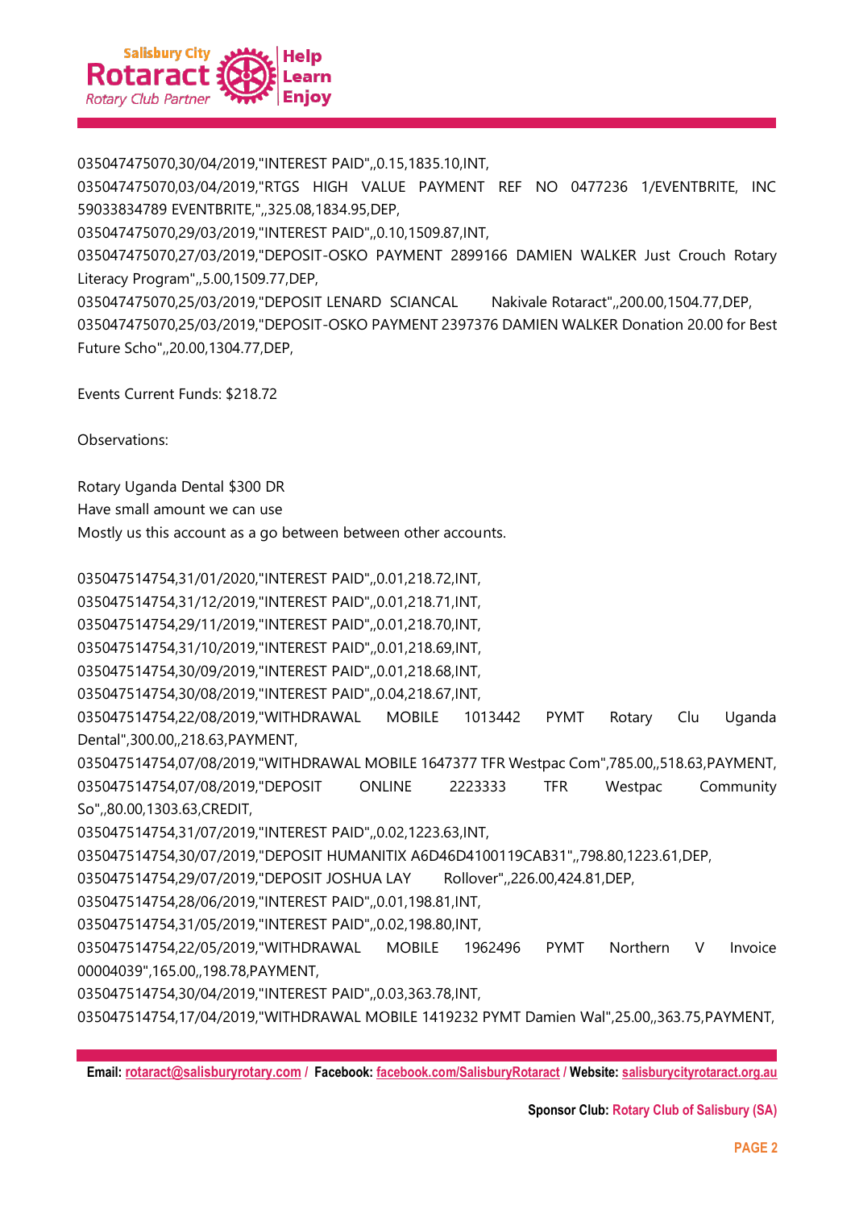035047475070,30/04/2019,"INTEREST PAID",,0.15,1835.10,INT,
035047475070,03/04/2019,"RTGS HIGH VALUE PAYMENT REF NO 0477236 1/EVENTBRITE, INC 59033834789 EVENTBRITE,",,325.08,1834.95,DEP,
035047475070,29/03/2019,"INTEREST PAID",,0.10,1509.87,INT,
035047475070,27/03/2019,"DEPOSIT-OSKO PAYMENT 2899166 DAMIEN WALKER Just Crouch Rotary Literacy Program",,5.00,1509.77,DEP,
035047475070,25/03/2019,"DEPOSIT LENARD SCIANCAL Nakivale Rotaract",,200.00,1504.77,DEP,
035047475070,25/03/2019,"DEPOSIT-OSKO PAYMENT 2397376 DAMIEN WALKER Donation 20.00 for Best Future Scho",,20.00,1304.77,DEP,

Events Current Funds: $218.72

Observations:

Rotary Uganda Dental $300 DR
Have small amount we can use
Mostly us this account as a go between between other accounts.

035047514754,31/01/2020,"INTEREST PAID",,0.01,218.72,INT,
035047514754,31/12/2019,"INTEREST PAID",,0.01,218.71,INT,
035047514754,29/11/2019,"INTEREST PAID",,0.01,218.70,INT,
035047514754,31/10/2019,"INTEREST PAID",,0.01,218.69,INT,
035047514754,30/09/2019,"INTEREST PAID",,0.01,218.68,INT,
035047514754,30/08/2019,"INTEREST PAID",,0.04,218.67,INT,
035047514754,22/08/2019,"WITHDRAWAL MOBILE 1013442 PYMT Rotary Clu Uganda Dental",300.00,,218.63,PAYMENT,
035047514754,07/08/2019,"WITHDRAWAL MOBILE 1647377 TFR Westpac Com",785.00,,518.63,PAYMENT,
035047514754,07/08/2019,"DEPOSIT ONLINE 2223333 TFR Westpac Community So",,80.00,1303.63,CREDIT,
035047514754,31/07/2019,"INTEREST PAID",,0.02,1223.63,INT,
035047514754,30/07/2019,"DEPOSIT HUMANITIX A6D46D4100119CAB31",,798.80,1223.61,DEP,
035047514754,29/07/2019,"DEPOSIT JOSHUA LAY Rollover",,226.00,424.81,DEP,
035047514754,28/06/2019,"INTEREST PAID",,0.01,198.81,INT,
035047514754,31/05/2019,"INTEREST PAID",,0.02,198.80,INT,
035047514754,22/05/2019,"WITHDRAWAL MOBILE 1962496 PYMT Northern V Invoice 00004039",165.00,,198.78,PAYMENT,
035047514754,30/04/2019,"INTEREST PAID",,0.03,363.78,INT,
035047514754,17/04/2019,"WITHDRAWAL MOBILE 1419232 PYMT Damien Wal",25.00,,363.75,PAYMENT,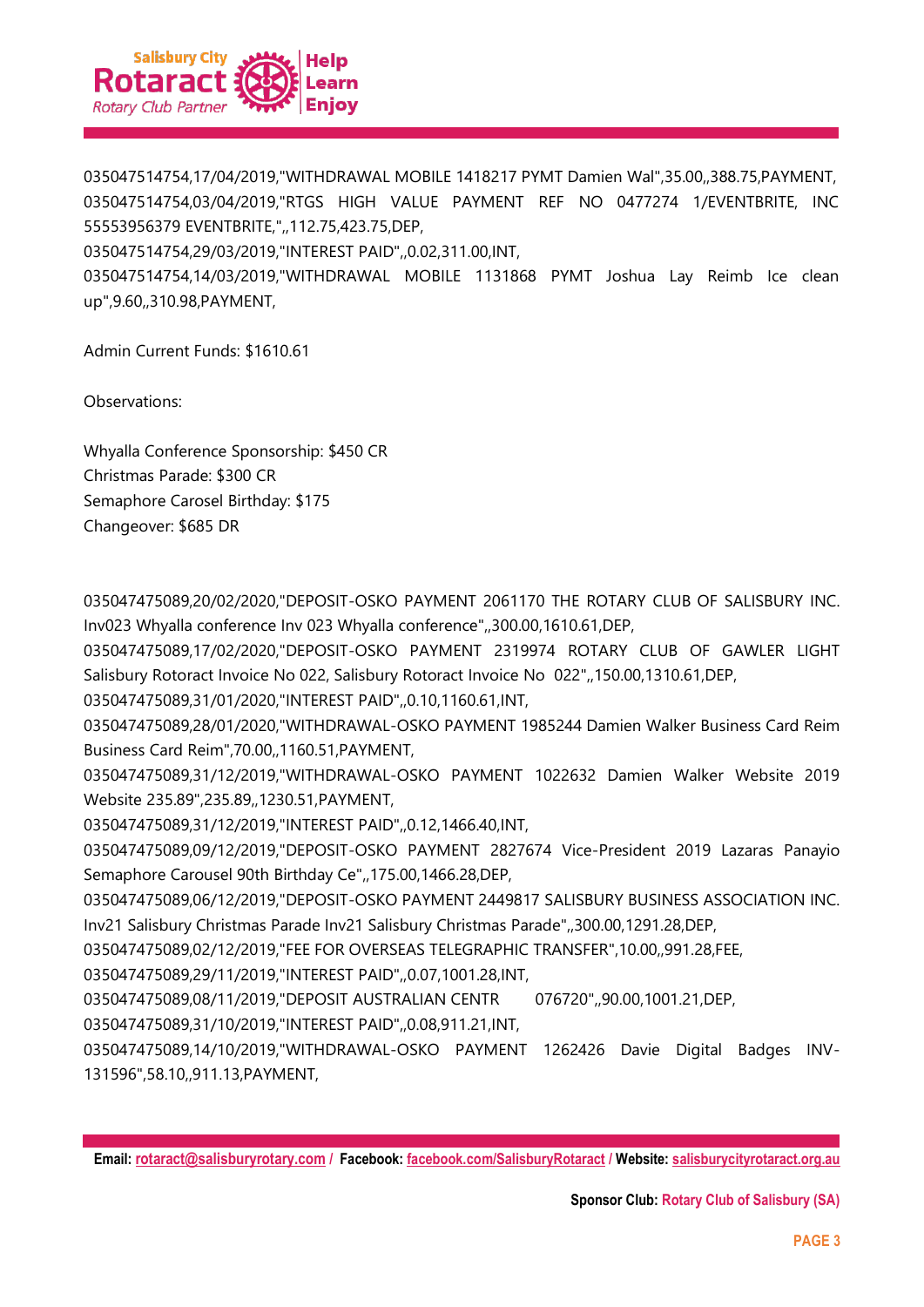035047514754,17/04/2019,"WITHDRAWAL MOBILE 1418217 PYMT Damien Wal",35.00,,388.75,PAYMENT,
035047514754,03/04/2019,"RTGS HIGH VALUE PAYMENT REF NO 0477274 1/EVENTBRITE, INC 55553956379 EVENTBRITE,",,112.75,423.75,DEP,
035047514754,29/03/2019,"INTEREST PAID",,0.02,311.00,INT,
035047514754,14/03/2019,"WITHDRAWAL MOBILE 1131868 PYMT Joshua Lay Reimb Ice clean up",9.60,,310.98,PAYMENT,

Admin Current Funds: $1610.61

Observations:

Whyalla Conference Sponsorship: $450 CR
Christmas Parade: $300 CR
Semaphore Carosel Birthday: $175
Changeover: $685 DR

035047475089,20/02/2020,"DEPOSIT-OSKO PAYMENT 2061170 THE ROTARY CLUB OF SALISBURY INC. Inv023 Whyalla conference Inv 023 Whyalla conference",,300.00,1610.61,DEP,
035047475089,17/02/2020,"DEPOSIT-OSKO PAYMENT 2319974 ROTARY CLUB OF GAWLER LIGHT Salisbury Rotoract Invoice No 022, Salisbury Rotoract Invoice No 022",,150.00,1310.61,DEP,
035047475089,31/01/2020,"INTEREST PAID",,0.10,1160.61,INT,
035047475089,28/01/2020,"WITHDRAWAL-OSKO PAYMENT 1985244 Damien Walker Business Card Reim Business Card Reim",70.00,,1160.51,PAYMENT,
035047475089,31/12/2019,"WITHDRAWAL-OSKO PAYMENT 1022632 Damien Walker Website 2019 Website 235.89",235.89,,1230.51,PAYMENT,
035047475089,31/12/2019,"INTEREST PAID",,0.12,1466.40,INT,
035047475089,09/12/2019,"DEPOSIT-OSKO PAYMENT 2827674 Vice-President 2019 Lazaras Panayio Semaphore Carousel 90th Birthday Ce",,175.00,1466.28,DEP,
035047475089,06/12/2019,"DEPOSIT-OSKO PAYMENT 2449817 SALISBURY BUSINESS ASSOCIATION INC. Inv21 Salisbury Christmas Parade Inv21 Salisbury Christmas Parade",,300.00,1291.28,DEP,
035047475089,02/12/2019,"FEE FOR OVERSEAS TELEGRAPHIC TRANSFER",10.00,,991.28,FEE,
035047475089,29/11/2019,"INTEREST PAID",,0.07,1001.28,INT,
035047475089,08/11/2019,"DEPOSIT AUSTRALIAN CENTR 076720",,90.00,1001.21,DEP,
035047475089,31/10/2019,"INTEREST PAID",,0.08,911.21,INT,
035047475089,14/10/2019,"WITHDRAWAL-OSKO PAYMENT 1262426 Davie Digital Badges INV-131596",58.10,,911.13,PAYMENT,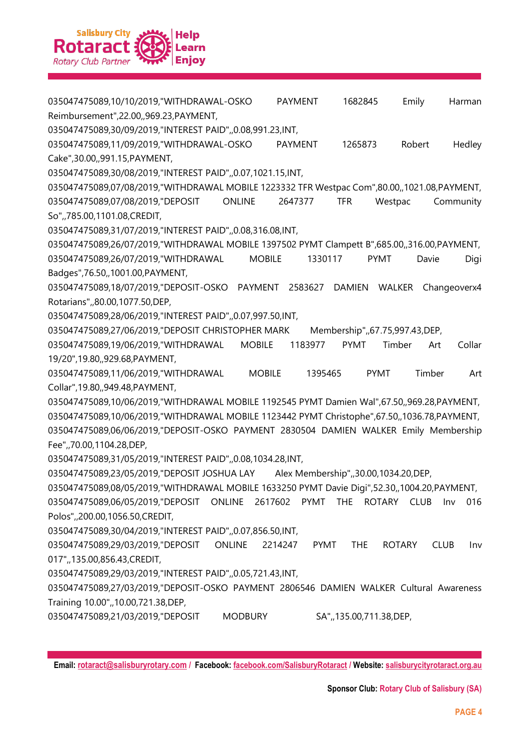035047475089,10/10/2019,"WITHDRAWAL-OSKO PAYMENT 1682845 Emily Harman Reimbursement",22.00,,969.23,PAYMENT,

035047475089,30/09/2019,"INTEREST PAID",,0.08,991.23,INT,

035047475089,11/09/2019,"WITHDRAWAL-OSKO PAYMENT 1265873 Robert Hedley Cake",30.00,,991.15,PAYMENT,

035047475089,30/08/2019,"INTEREST PAID",,0.07,1021.15,INT,

035047475089,07/08/2019,"WITHDRAWAL MOBILE 1223332 TFR Westpac Com",80.00,,1021.08,PAYMENT,

035047475089,07/08/2019,"DEPOSIT ONLINE 2647377 TFR Westpac Community So",,785.00,1101.08,CREDIT,

035047475089,31/07/2019,"INTEREST PAID",,0.08,316.08,INT,

035047475089,26/07/2019,"WITHDRAWAL MOBILE 1397502 PYMT Clampett B",685.00,,316.00,PAYMENT,

035047475089,26/07/2019,"WITHDRAWAL MOBILE 1330117 PYMT Davie Digi Badges",76.50,,1001.00,PAYMENT,

035047475089,18/07/2019,"DEPOSIT-OSKO PAYMENT 2583627 DAMIEN WALKER Changeoverx4 Rotarians",,80.00,1077.50,DEP,

035047475089,28/06/2019,"INTEREST PAID",,0.07,997.50,INT,

035047475089,27/06/2019,"DEPOSIT CHRISTOPHER MARK Membership",,67.75,997.43,DEP,

035047475089,19/06/2019,"WITHDRAWAL MOBILE 1183977 PYMT Timber Art Collar 19/20",19.80,,929.68,PAYMENT,

035047475089,11/06/2019,"WITHDRAWAL MOBILE 1395465 PYMT Timber Art Collar",19.80,,949.48,PAYMENT,

035047475089,10/06/2019,"WITHDRAWAL MOBILE 1192545 PYMT Damien Wal",67.50,,969.28,PAYMENT,

035047475089,10/06/2019,"WITHDRAWAL MOBILE 1123442 PYMT Christophe",67.50,,1036.78,PAYMENT,

035047475089,06/06/2019,"DEPOSIT-OSKO PAYMENT 2830504 DAMIEN WALKER Emily Membership Fee",,70.00,1104.28,DEP,

035047475089,31/05/2019,"INTEREST PAID",,0.08,1034.28,INT,

035047475089,23/05/2019,"DEPOSIT JOSHUA LAY Alex Membership",,30.00,1034.20,DEP,

035047475089,08/05/2019,"WITHDRAWAL MOBILE 1633250 PYMT Davie Digi",52.30,,1004.20,PAYMENT,

035047475089,06/05/2019,"DEPOSIT ONLINE 2617602 PYMT THE ROTARY CLUB Inv 016 Polos",,200.00,1056.50,CREDIT,

035047475089,30/04/2019,"INTEREST PAID",,0.07,856.50,INT,

035047475089,29/03/2019,"DEPOSIT ONLINE 2214247 PYMT THE ROTARY CLUB Inv 017",,135.00,856.43,CREDIT,

035047475089,29/03/2019,"INTEREST PAID",,0.05,721.43,INT,

035047475089,27/03/2019,"DEPOSIT-OSKO PAYMENT 2806546 DAMIEN WALKER Cultural Awareness Training 10.00",,10.00,721.38,DEP,

035047475089,21/03/2019,"DEPOSIT MODBURY SA",,135.00,711.38,DEP,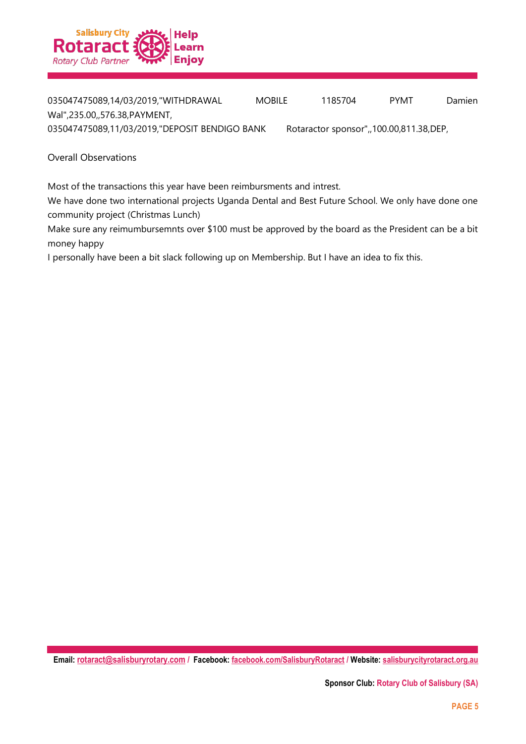035047475089,14/03/2019,"WITHDRAWAL MOBILE 1185704 PYMT Damien Wal",235.00,,576.38,PAYMENT,
035047475089,11/03/2019,"DEPOSIT BENDIGO BANK Rotaractor sponsor",,100.00,811.38,DEP,

Overall Observations

Most of the transactions this year have been reimbursments and intrest.
We have done two international projects Uganda Dental and Best Future School. We only have done one community project (Christmas Lunch)
Make sure any reimumbursemnts over $100 must be approved by the board as the President can be a bit money happy
I personally have been a bit slack following up on Membership. But I have an idea to fix this.